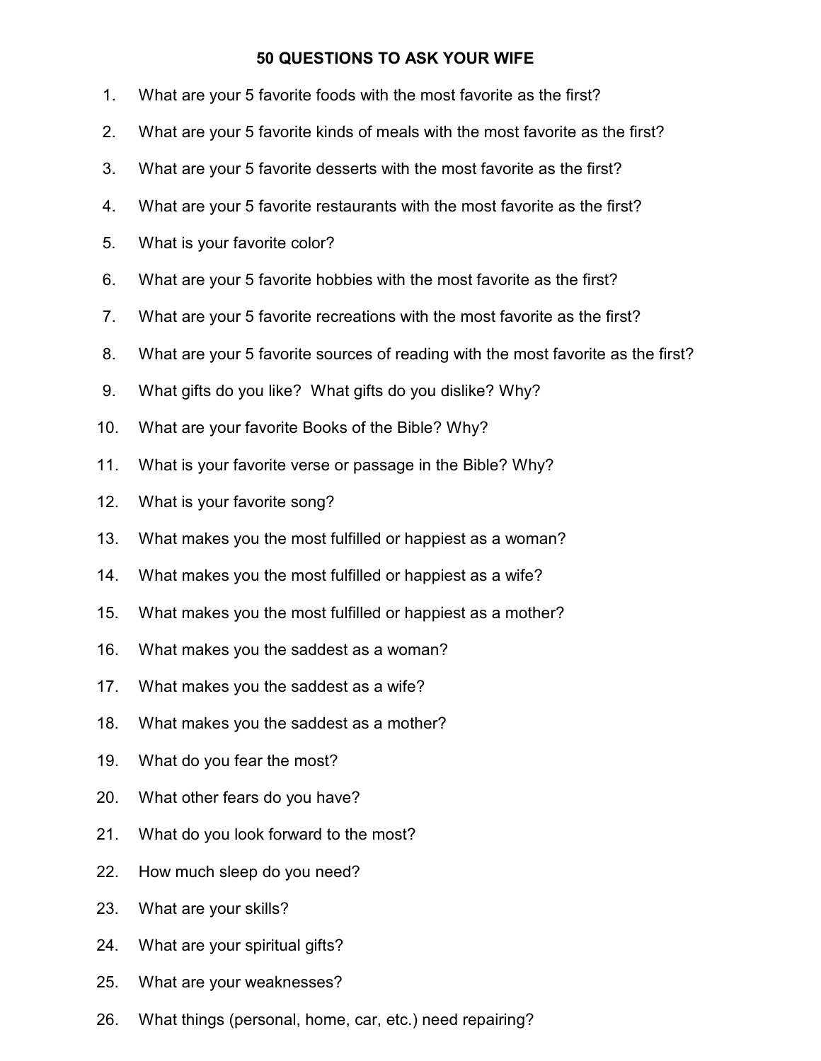# 50 QUESTIONS TO ASK YOUR WIFE

1. What are your 5 favorite foods with the most favorite as the first?
2. What are your 5 favorite kinds of meals with the most favorite as the first?
3. What are your 5 favorite desserts with the most favorite as the first?
4. What are your 5 favorite restaurants with the most favorite as the first?
5. What is your favorite color?
6. What are your 5 favorite hobbies with the most favorite as the first?
7. What are your 5 favorite recreations with the most favorite as the first?
8. What are your 5 favorite sources of reading with the most favorite as the first?
9. What gifts do you like? What gifts do you dislike? Why?
10. What are your favorite Books of the Bible? Why?
11. What is your favorite verse or passage in the Bible? Why?
12. What is your favorite song?
13. What makes you the most fulfilled or happiest as a woman?
14. What makes you the most fulfilled or happiest as a wife?
15. What makes you the most fulfilled or happiest as a mother?
16. What makes you the saddest as a woman?
17. What makes you the saddest as a wife?
18. What makes you the saddest as a mother?
19. What do you fear the most?
20. What other fears do you have?
21. What do you look forward to the most?
22. How much sleep do you need?
23. What are your skills?
24. What are your spiritual gifts?
25. What are your weaknesses?
26. What things (personal, home, car, etc.) need repairing?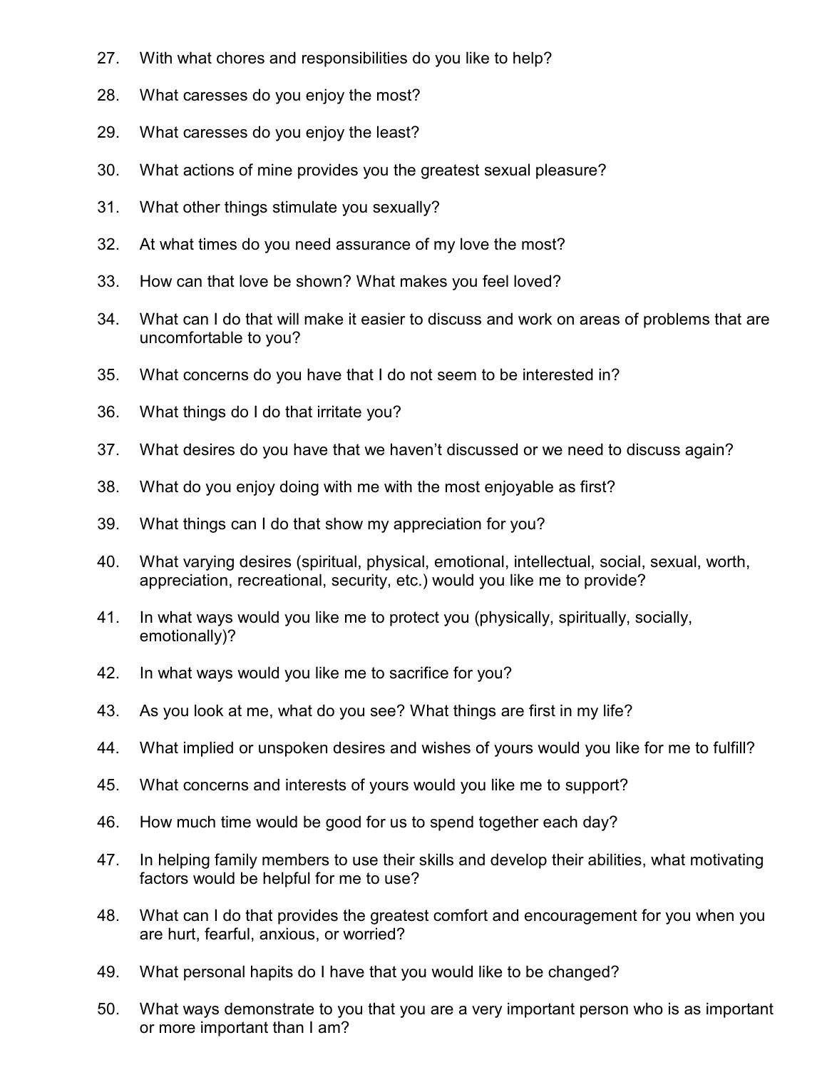27. With what chores and responsibilities do you like to help?

28. What caresses do you enjoy the most?

29. What caresses do you enjoy the least?

30. What actions of mine provides you the greatest sexual pleasure?

31. What other things stimulate you sexually?

32. At what times do you need assurance of my love the most?

33. How can that love be shown? What makes you feel loved?

34. What can I do that will make it easier to discuss and work on areas of problems that are uncomfortable to you?

35. What concerns do you have that I do not seem to be interested in?

36. What things do I do that irritate you?

37. What desires do you have that we haven't discussed or we need to discuss again?

38. What do you enjoy doing with me with the most enjoyable as first?

39. What things can I do that show my appreciation for you?

40. What varying desires (spiritual, physical, emotional, intellectual, social, sexual, worth, appreciation, recreational, security, etc.) would you like me to provide?

41. In what ways would you like me to protect you (physically, spiritually, socially, emotionally)?

42. In what ways would you like me to sacrifice for you?

43. As you look at me, what do you see? What things are first in my life?

44. What implied or unspoken desires and wishes of yours would you like for me to fulfill?

45. What concerns and interests of yours would you like me to support?

46. How much time would be good for us to spend together each day?

47. In helping family members to use their skills and develop their abilities, what motivating factors would be helpful for me to use?

48. What can I do that provides the greatest comfort and encouragement for you when you are hurt, fearful, anxious, or worried?

49. What personal hapits do I have that you would like to be changed?

50. What ways demonstrate to you that you are a very important person who is as important or more important than I am?